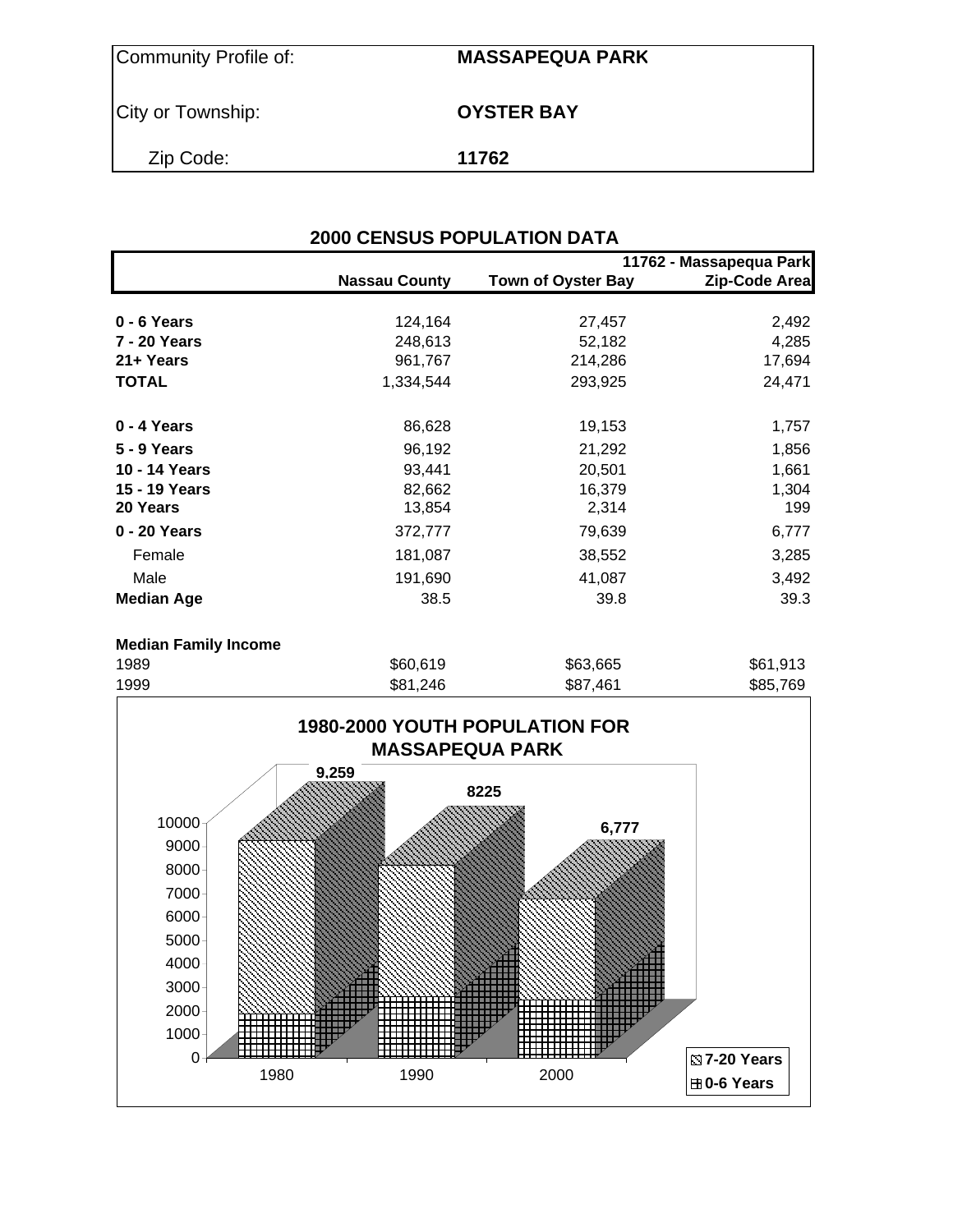| Community Profile of: | **MASSAPEQUA PARK** |
| --- | --- |
| City or Township: | **OYSTER BAY** |
| Zip Code: | **11762** |

## 2000 CENSUS POPULATION DATA

| | Nassau County | Town of Oyster Bay | 11762 - Massapequa Park Zip-Code Area |
| --- | --- | --- | --- |
| **0 - 6 Years** | 124,164 | 27,457 | 2,492 |
| **7 - 20 Years** | 248,613 | 52,182 | 4,285 |
| **21+ Years** | 961,767 | 214,286 | 17,694 |
| **TOTAL** | 1,334,544 | 293,925 | 24,471 |
| **0 - 4 Years** | 86,628 | 19,153 | 1,757 |
| **5 - 9 Years** | 96,192 | 21,292 | 1,856 |
| **10 - 14 Years** | 93,441 | 20,501 | 1,661 |
| **15 - 19 Years** | 82,662 | 16,379 | 1,304 |
| **20 Years** | 13,854 | 2,314 | 199 |
| **0 - 20 Years** | 372,777 | 79,639 | 6,777 |
| Female | 181,087 | 38,552 | 3,285 |
| Male | 191,690 | 41,087 | 3,492 |
| **Median Age** | 38.5 | 39.8 | 39.3 |
| **Median Family Income** | | | |
| 1989 | $60,619 | $63,665 | $61,913 |
| 1999 | $81,246 | $87,461 | $85,769 |

**1980-2000 YOUTH POPULATION FOR MASSAPEQUA PARK**

| Year | Total (0-20 Years) |
| --- | --- |
| 1980 | 9,259 |
| 1990 | 8225 |
| 2000 | 6,777 |

Legend: 7-20 Years; 0-6 Years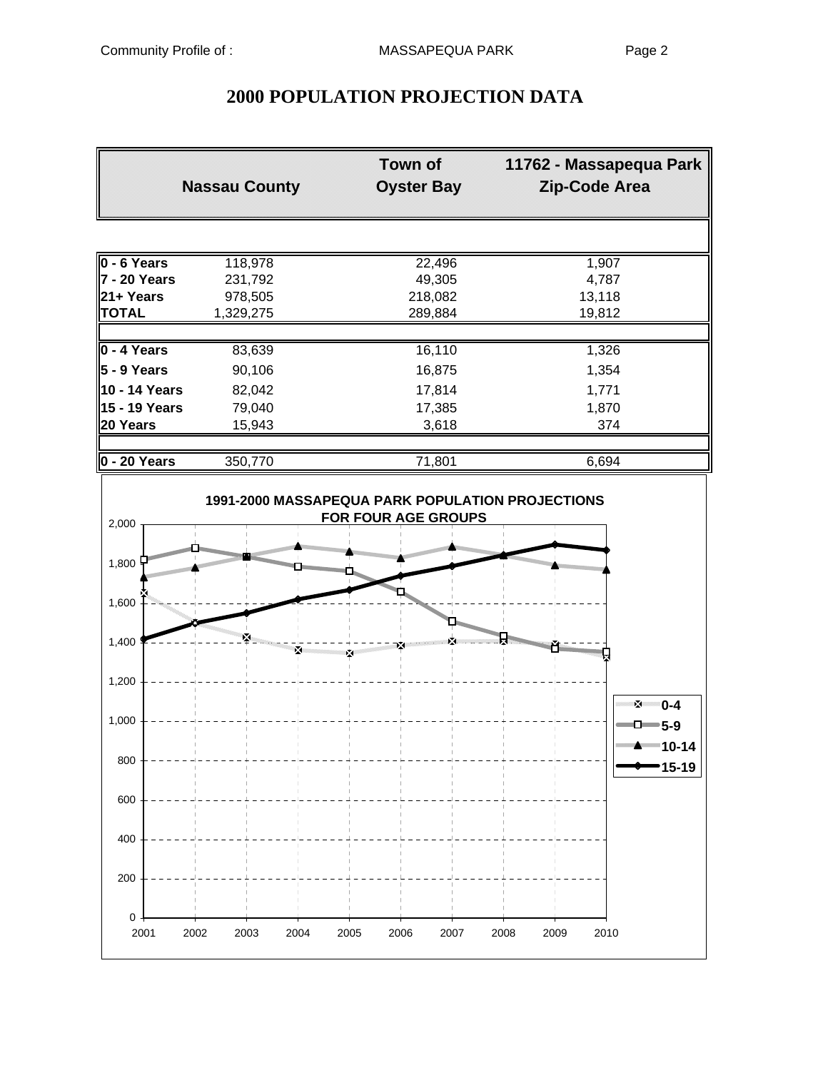# 2000 POPULATION PROJECTION DATA

| | Nassau County | Town of Oyster Bay | 11762 - Massapequa Park Zip-Code Area |
|---|---|---|---|
| **0 - 6 Years** | 118,978 | 22,496 | 1,907 |
| **7 - 20 Years** | 231,792 | 49,305 | 4,787 |
| **21+ Years** | 978,505 | 218,082 | 13,118 |
| **TOTAL** | 1,329,275 | 289,884 | 19,812 |
| | | | |
| **0 - 4 Years** | 83,639 | 16,110 | 1,326 |
| **5 - 9 Years** | 90,106 | 16,875 | 1,354 |
| **10 - 14 Years** | 82,042 | 17,814 | 1,771 |
| **15 - 19 Years** | 79,040 | 17,385 | 1,870 |
| **20 Years** | 15,943 | 3,618 | 374 |
| | | | |
| **0 - 20 Years** | 350,770 | 71,801 | 6,694 |

**1991-2000 MASSAPEQUA PARK POPULATION PROJECTIONS FOR FOUR AGE GROUPS**

Legend: 0-4, 5-9, 10-14, 15-19

Y-axis: 0 – 2,000 (intervals of 200); X-axis: 2001 – 2010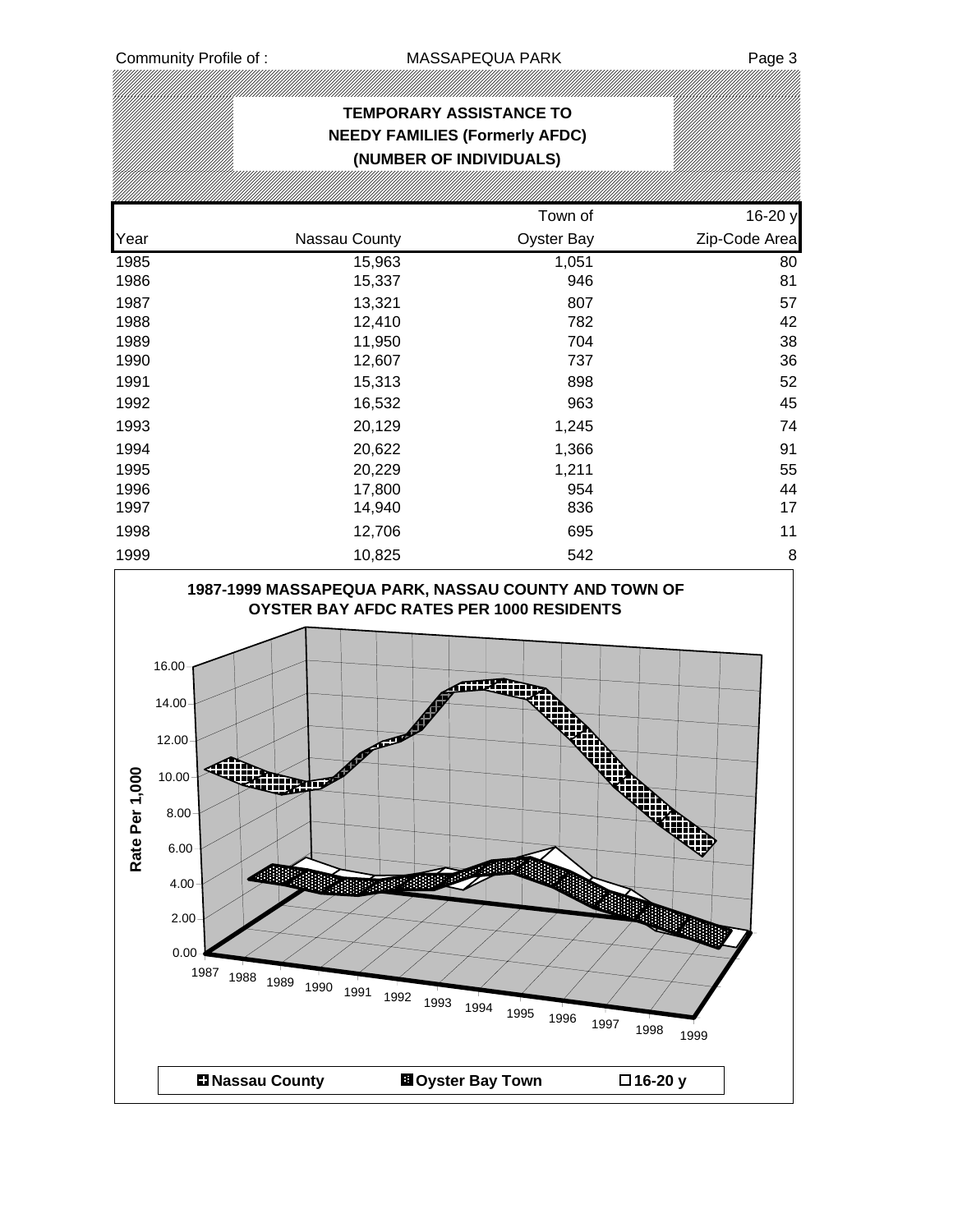# TEMPORARY ASSISTANCE TO NEEDY FAMILIES (Formerly AFDC) (NUMBER OF INDIVIDUALS)

| Year | Nassau County | Town of Oyster Bay | 16-20 y Zip-Code Area |
|---|---|---|---|
| 1985 | 15,963 | 1,051 | 80 |
| 1986 | 15,337 | 946 | 81 |
| 1987 | 13,321 | 807 | 57 |
| 1988 | 12,410 | 782 | 42 |
| 1989 | 11,950 | 704 | 38 |
| 1990 | 12,607 | 737 | 36 |
| 1991 | 15,313 | 898 | 52 |
| 1992 | 16,532 | 963 | 45 |
| 1993 | 20,129 | 1,245 | 74 |
| 1994 | 20,622 | 1,366 | 91 |
| 1995 | 20,229 | 1,211 | 55 |
| 1996 | 17,800 | 954 | 44 |
| 1997 | 14,940 | 836 | 17 |
| 1998 | 12,706 | 695 | 11 |
| 1999 | 10,825 | 542 | 8 |

**1987-1999 MASSAPEQUA PARK, NASSAU COUNTY AND TOWN OF OYSTER BAY AFDC RATES PER 1000 RESIDENTS**

Rate Per 1,000

Nassau County | Oyster Bay Town | 16-20 y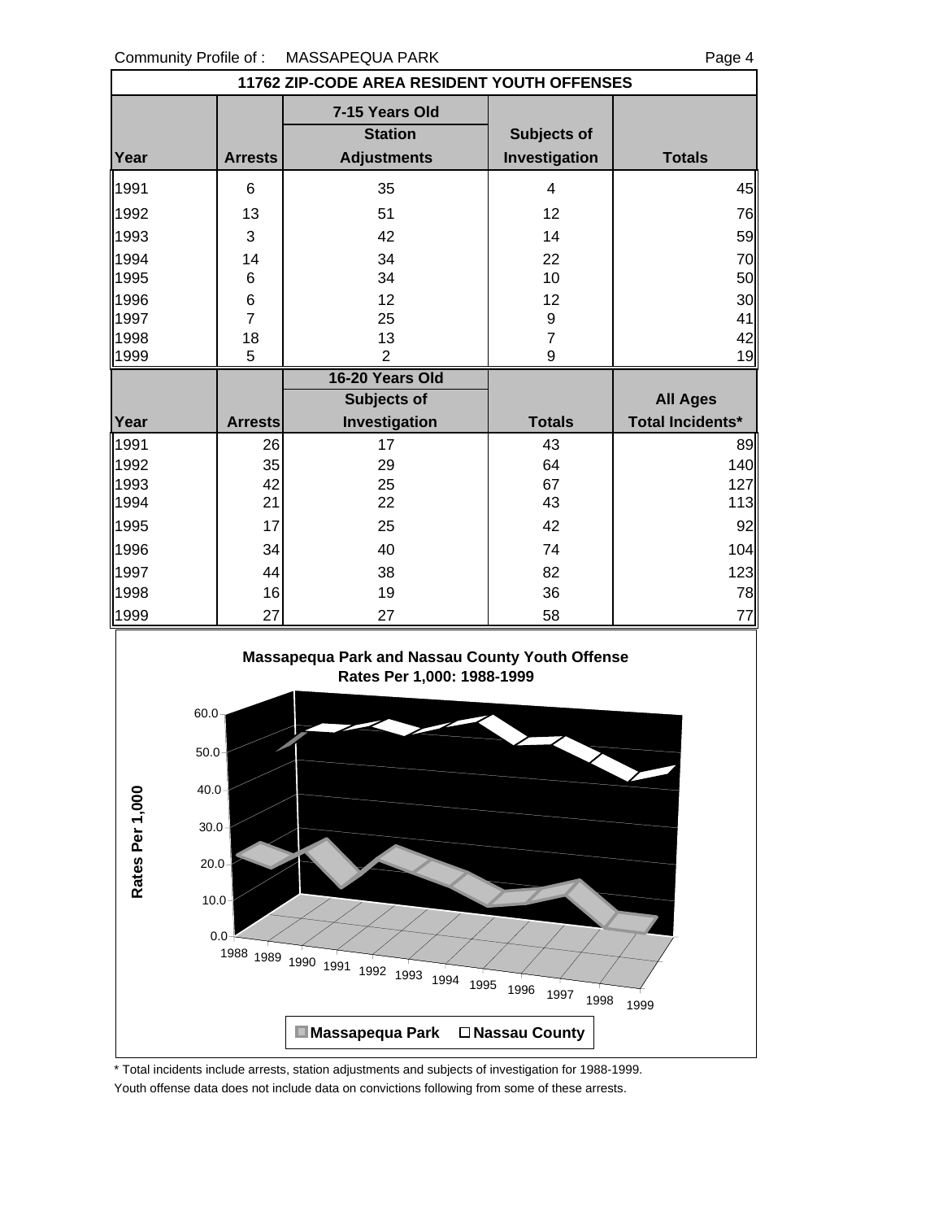## 11762 ZIP-CODE AREA RESIDENT YOUTH OFFENSES

| | | 7-15 Years Old | | |
|---|---|---|---|---|
| | | Station | Subjects of | |
| Year | Arrests | Adjustments | Investigation | Totals |
| 1991 | 6 | 35 | 4 | 45 |
| 1992 | 13 | 51 | 12 | 76 |
| 1993 | 3 | 42 | 14 | 59 |
| 1994 | 14 | 34 | 22 | 70 |
| 1995 | 6 | 34 | 10 | 50 |
| 1996 | 6 | 12 | 12 | 30 |
| 1997 | 7 | 25 | 9 | 41 |
| 1998 | 18 | 13 | 7 | 42 |
| 1999 | 5 | 2 | 9 | 19 |

| | | 16-20 Years Old | | |
|---|---|---|---|---|
| | | Subjects of | | All Ages |
| Year | Arrests | Investigation | Totals | Total Incidents* |
| 1991 | 26 | 17 | 43 | 89 |
| 1992 | 35 | 29 | 64 | 140 |
| 1993 | 42 | 25 | 67 | 127 |
| 1994 | 21 | 22 | 43 | 113 |
| 1995 | 17 | 25 | 42 | 92 |
| 1996 | 34 | 40 | 74 | 104 |
| 1997 | 44 | 38 | 82 | 123 |
| 1998 | 16 | 19 | 36 | 78 |
| 1999 | 27 | 27 | 58 | 77 |

**Massapequa Park and Nassau County Youth Offense Rates Per 1,000: 1988-1999**

\* Total incidents include arrests, station adjustments and subjects of investigation for 1988-1999.

Youth offense data does not include data on convictions following from some of these arrests.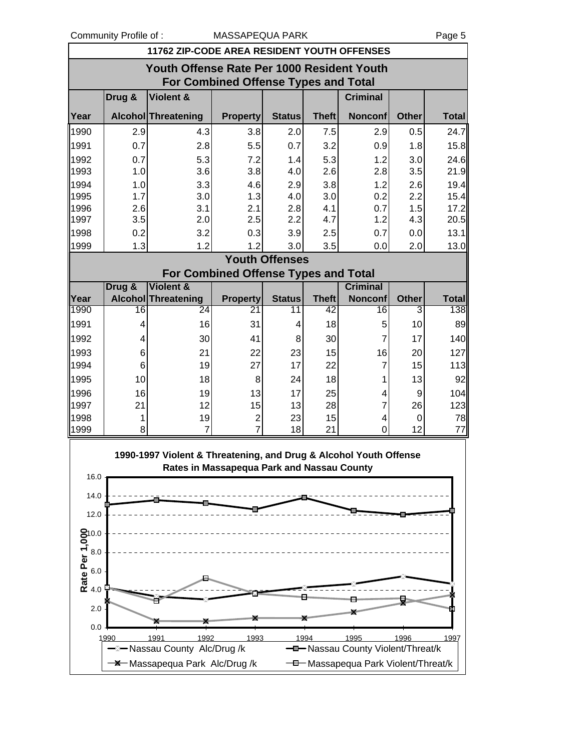## 11762 ZIP-CODE AREA RESIDENT YOUTH OFFENSES

### Youth Offense Rate Per 1000 Resident Youth For Combined Offense Types and Total

| Year | Drug & Alcohol | Violent & Threatening | Property | Status | Theft | Criminal Nonconf | Other | Total |
|---|---|---|---|---|---|---|---|---|
| 1990 | 2.9 | 4.3 | 3.8 | 2.0 | 7.5 | 2.9 | 0.5 | 24.7 |
| 1991 | 0.7 | 2.8 | 5.5 | 0.7 | 3.2 | 0.9 | 1.8 | 15.8 |
| 1992 | 0.7 | 5.3 | 7.2 | 1.4 | 5.3 | 1.2 | 3.0 | 24.6 |
| 1993 | 1.0 | 3.6 | 3.8 | 4.0 | 2.6 | 2.8 | 3.5 | 21.9 |
| 1994 | 1.0 | 3.3 | 4.6 | 2.9 | 3.8 | 1.2 | 2.6 | 19.4 |
| 1995 | 1.7 | 3.0 | 1.3 | 4.0 | 3.0 | 0.2 | 2.2 | 15.4 |
| 1996 | 2.6 | 3.1 | 2.1 | 2.8 | 4.1 | 0.7 | 1.5 | 17.2 |
| 1997 | 3.5 | 2.0 | 2.5 | 2.2 | 4.7 | 1.2 | 4.3 | 20.5 |
| 1998 | 0.2 | 3.2 | 0.3 | 3.9 | 2.5 | 0.7 | 0.0 | 13.1 |
| 1999 | 1.3 | 1.2 | 1.2 | 3.0 | 3.5 | 0.0 | 2.0 | 13.0 |

### Youth Offenses For Combined Offense Types and Total

| Year | Drug & Alcohol | Violent & Threatening | Property | Status | Theft | Criminal Nonconf | Other | Total |
|---|---|---|---|---|---|---|---|---|
| 1990 | 16 | 24 | 21 | 11 | 42 | 16 | 3 | 138 |
| 1991 | 4 | 16 | 31 | 4 | 18 | 5 | 10 | 89 |
| 1992 | 4 | 30 | 41 | 8 | 30 | 7 | 17 | 140 |
| 1993 | 6 | 21 | 22 | 23 | 15 | 16 | 20 | 127 |
| 1994 | 6 | 19 | 27 | 17 | 22 | 7 | 15 | 113 |
| 1995 | 10 | 18 | 8 | 24 | 18 | 1 | 13 | 92 |
| 1996 | 16 | 19 | 13 | 17 | 25 | 4 | 9 | 104 |
| 1997 | 21 | 12 | 15 | 13 | 28 | 7 | 26 | 123 |
| 1998 | 1 | 19 | 2 | 23 | 15 | 4 | 0 | 78 |
| 1999 | 8 | 7 | 7 | 18 | 21 | 0 | 12 | 77 |

**1990-1997 Violent & Threatening, and Drug & Alcohol Youth Offense Rates in Massapequa Park and Nassau County**

Rate Per 1,000

Legend: Nassau County Alc/Drug /k; Nassau County Violent/Threat/k; Massapequa Park Alc/Drug /k; Massapequa Park Violent/Threat/k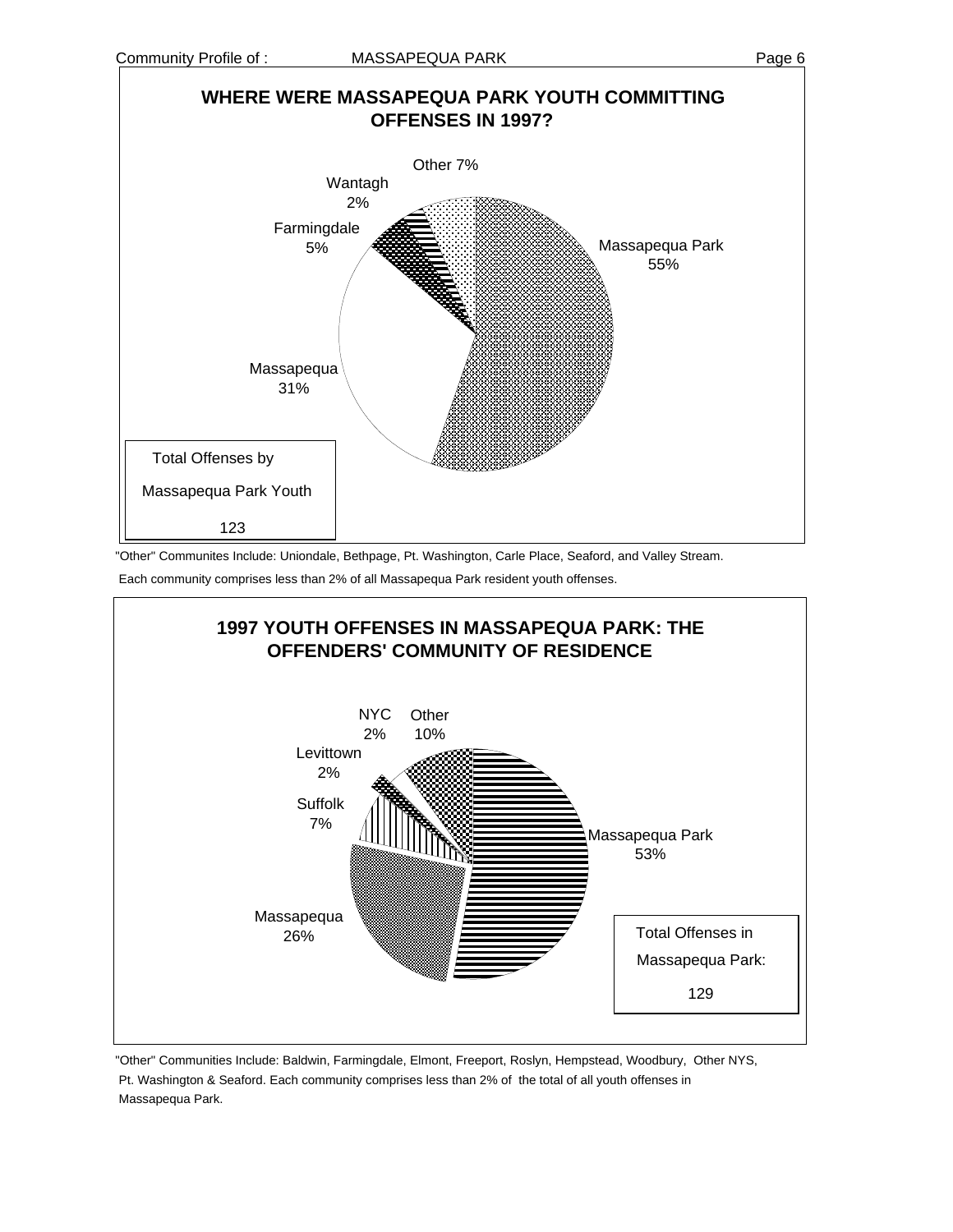## WHERE WERE MASSAPEQUA PARK YOUTH COMMITTING OFFENSES IN 1997?

| Location | Percent |
|---|---|
| Massapequa Park | 55% |
| Massapequa | 31% |
| Farmingdale | 5% |
| Wantagh | 2% |
| Other | 7% |

Total Offenses by Massapequa Park Youth

123

"Other" Communites Include: Uniondale, Bethpage, Pt. Washington, Carle Place, Seaford, and Valley Stream. Each community comprises less than 2% of all Massapequa Park resident youth offenses.

## 1997 YOUTH OFFENSES IN MASSAPEQUA PARK: THE OFFENDERS' COMMUNITY OF RESIDENCE

| Community of Residence | Percent |
|---|---|
| Massapequa Park | 53% |
| Massapequa | 26% |
| Suffolk | 7% |
| Levittown | 2% |
| NYC | 2% |
| Other | 10% |

Total Offenses in Massapequa Park:

129

"Other" Communities Include: Baldwin, Farmingdale, Elmont, Freeport, Roslyn, Hempstead, Woodbury, Other NYS, Pt. Washington & Seaford. Each community comprises less than 2% of the total of all youth offenses in Massapequa Park.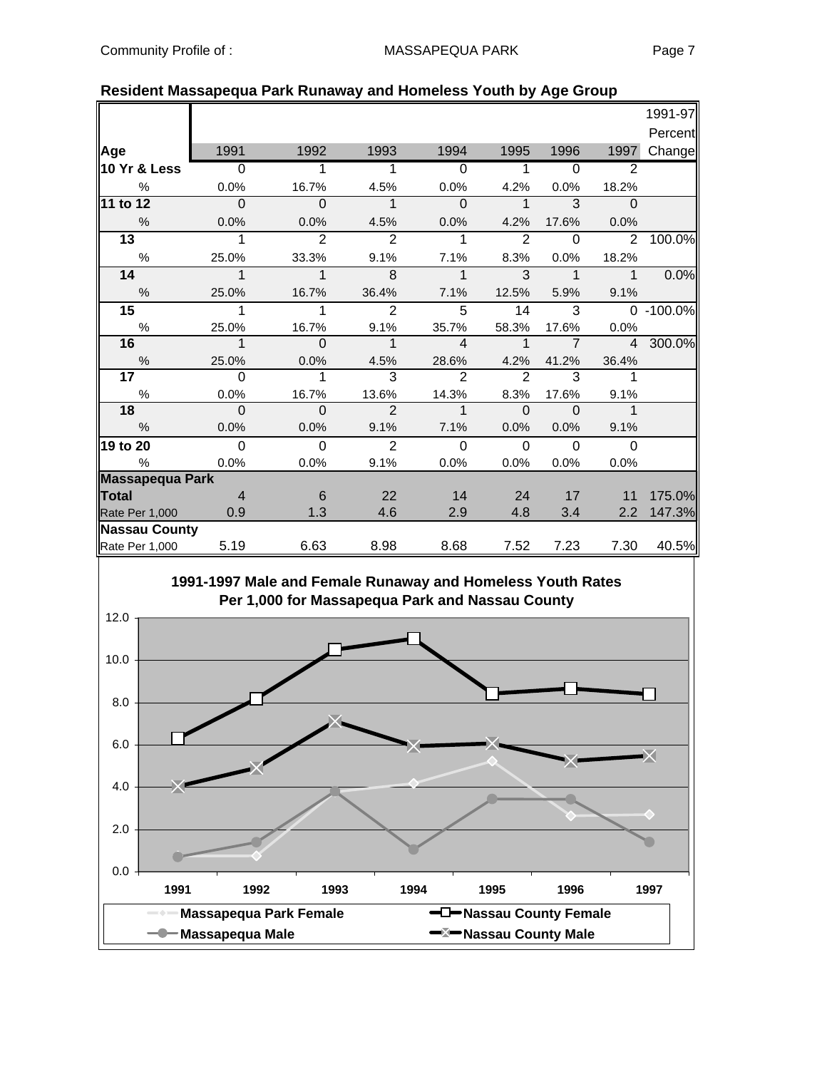**Resident Massapequa Park Runaway and Homeless Youth by Age Group**

| Age | 1991 | 1992 | 1993 | 1994 | 1995 | 1996 | 1997 | 1991-97 Percent Change |
|---|---|---|---|---|---|---|---|---|
| **10 Yr & Less** | 0 | 1 | 1 | 0 | 1 | 0 | 2 | |
| % | 0.0% | 16.7% | 4.5% | 0.0% | 4.2% | 0.0% | 18.2% | |
| **11 to 12** | 0 | 0 | 1 | 0 | 1 | 3 | 0 | |
| % | 0.0% | 0.0% | 4.5% | 0.0% | 4.2% | 17.6% | 0.0% | |
| **13** | 1 | 2 | 2 | 1 | 2 | 0 | 2 | 100.0% |
| % | 25.0% | 33.3% | 9.1% | 7.1% | 8.3% | 0.0% | 18.2% | |
| **14** | 1 | 1 | 8 | 1 | 3 | 1 | 1 | 0.0% |
| % | 25.0% | 16.7% | 36.4% | 7.1% | 12.5% | 5.9% | 9.1% | |
| **15** | 1 | 1 | 2 | 5 | 14 | 3 | 0 | -100.0% |
| % | 25.0% | 16.7% | 9.1% | 35.7% | 58.3% | 17.6% | 0.0% | |
| **16** | 1 | 0 | 1 | 4 | 1 | 7 | 4 | 300.0% |
| % | 25.0% | 0.0% | 4.5% | 28.6% | 4.2% | 41.2% | 36.4% | |
| **17** | 0 | 1 | 3 | 2 | 2 | 3 | 1 | |
| % | 0.0% | 16.7% | 13.6% | 14.3% | 8.3% | 17.6% | 9.1% | |
| **18** | 0 | 0 | 2 | 1 | 0 | 0 | 1 | |
| % | 0.0% | 0.0% | 9.1% | 7.1% | 0.0% | 0.0% | 9.1% | |
| **19 to 20** | 0 | 0 | 2 | 0 | 0 | 0 | 0 | |
| % | 0.0% | 0.0% | 9.1% | 0.0% | 0.0% | 0.0% | 0.0% | |
| **Massapequa Park** | | | | | | | | |
| **Total** | 4 | 6 | 22 | 14 | 24 | 17 | 11 | 175.0% |
| Rate Per 1,000 | 0.9 | 1.3 | 4.6 | 2.9 | 4.8 | 3.4 | 2.2 | 147.3% |
| **Nassau County** | | | | | | | | |
| Rate Per 1,000 | 5.19 | 6.63 | 8.98 | 8.68 | 7.52 | 7.23 | 7.30 | 40.5% |

**1991-1997 Male and Female Runaway and Homeless Youth Rates Per 1,000 for Massapequa Park and Nassau County**

Legend: Massapequa Park Female; Massapequa Male; Nassau County Female; Nassau County Male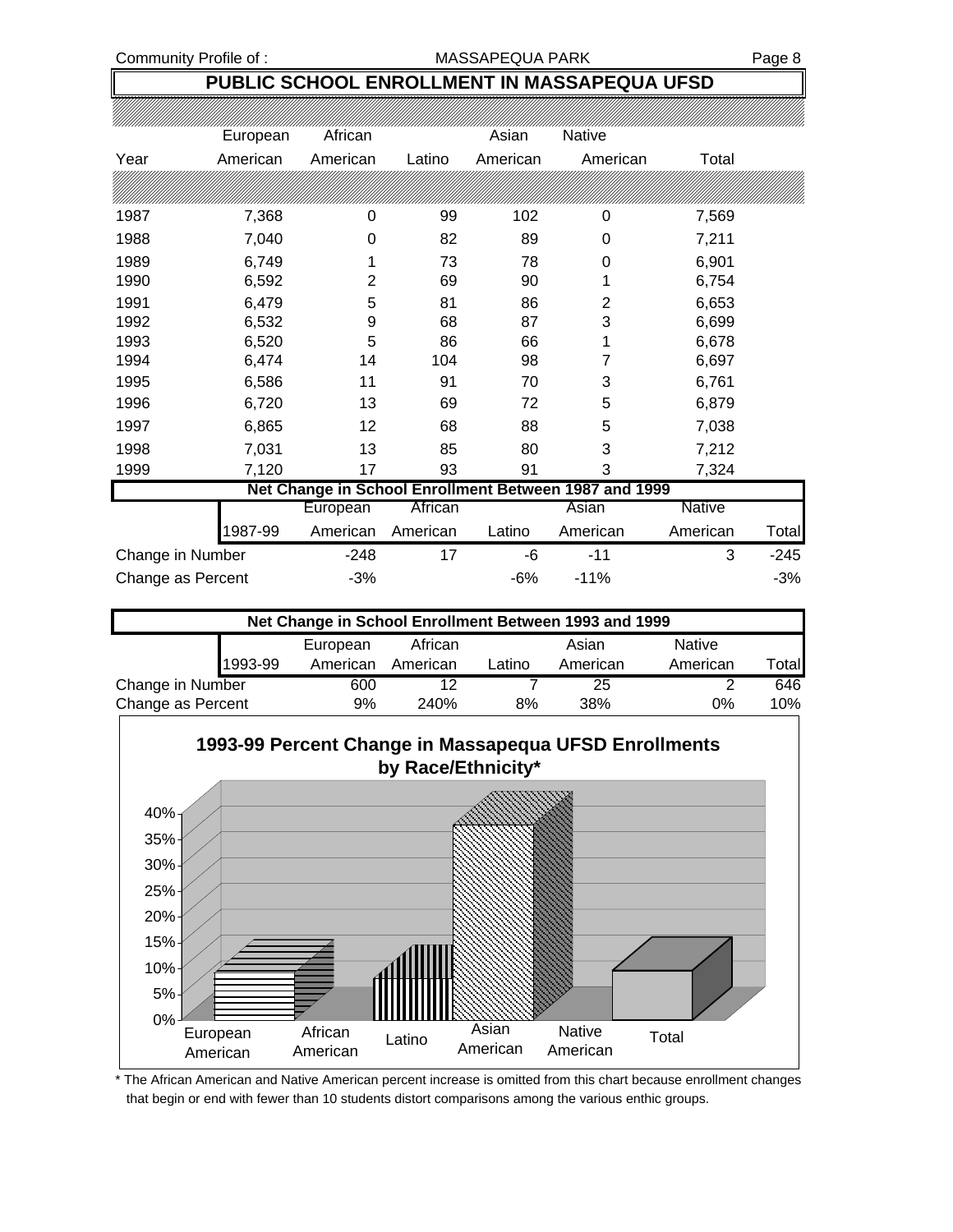## PUBLIC SCHOOL ENROLLMENT IN MASSAPEQUA UFSD

| Year | European American | African American | Latino | Asian American | Native American | Total |
|---|---|---|---|---|---|---|
| 1987 | 7,368 | 0 | 99 | 102 | 0 | 7,569 |
| 1988 | 7,040 | 0 | 82 | 89 | 0 | 7,211 |
| 1989 | 6,749 | 1 | 73 | 78 | 0 | 6,901 |
| 1990 | 6,592 | 2 | 69 | 90 | 1 | 6,754 |
| 1991 | 6,479 | 5 | 81 | 86 | 2 | 6,653 |
| 1992 | 6,532 | 9 | 68 | 87 | 3 | 6,699 |
| 1993 | 6,520 | 5 | 86 | 66 | 1 | 6,678 |
| 1994 | 6,474 | 14 | 104 | 98 | 7 | 6,697 |
| 1995 | 6,586 | 11 | 91 | 70 | 3 | 6,761 |
| 1996 | 6,720 | 13 | 69 | 72 | 5 | 6,879 |
| 1997 | 6,865 | 12 | 68 | 88 | 5 | 7,038 |
| 1998 | 7,031 | 13 | 85 | 80 | 3 | 7,212 |
| 1999 | 7,120 | 17 | 93 | 91 | 3 | 7,324 |

### Net Change in School Enrollment Between 1987 and 1999

| 1987-99 | European American | African American | Latino | Asian American | Native American | Total |
|---|---|---|---|---|---|---|
| Change in Number | -248 | 17 | -6 | -11 | 3 | -245 |
| Change as Percent | -3% | | -6% | -11% | | -3% |

### Net Change in School Enrollment Between 1993 and 1999

| 1993-99 | European American | African American | Latino | Asian American | Native American | Total |
|---|---|---|---|---|---|---|
| Change in Number | 600 | 12 | 7 | 25 | 2 | 646 |
| Change as Percent | 9% | 240% | 8% | 38% | 0% | 10% |

### 1993-99 Percent Change in Massapequa UFSD Enrollments by Race/Ethnicity*

| | European American | African American | Latino | Asian American | Native American | Total |
|---|---|---|---|---|---|---|
| Percent Change | 9% | | 8% | 38% | | 10% |

\* The African American and Native American percent increase is omitted from this chart because enrollment changes that begin or end with fewer than 10 students distort comparisons among the various enthic groups.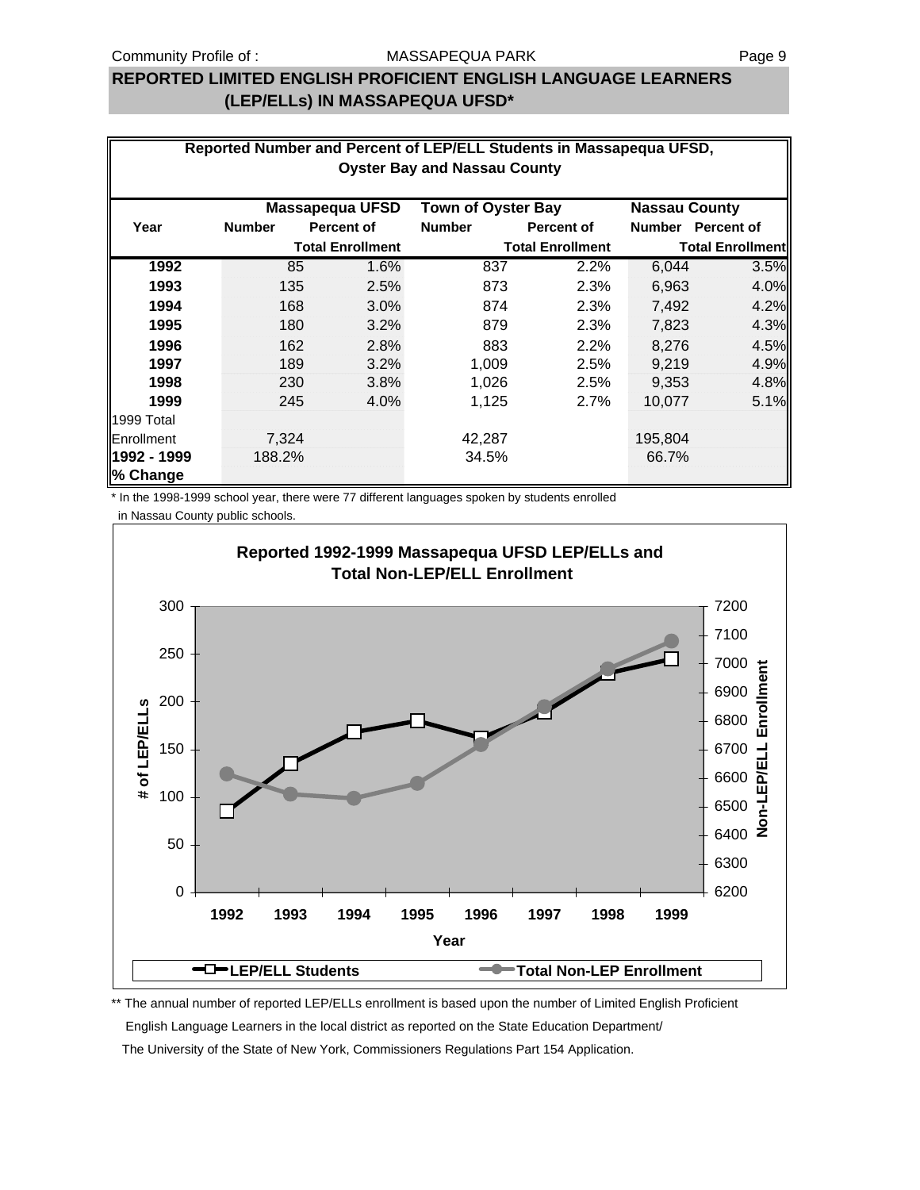## REPORTED LIMITED ENGLISH PROFICIENT ENGLISH LANGUAGE LEARNERS (LEP/ELLs) IN MASSAPEQUA UFSD*

**Reported Number and Percent of LEP/ELL Students in Massapequa UFSD, Oyster Bay and Nassau County**

| Year | Massapequa UFSD Number | Massapequa UFSD Percent of Total Enrollment | Town of Oyster Bay Number | Town of Oyster Bay Percent of Total Enrollment | Nassau County Number | Nassau County Percent of Total Enrollment |
|---|---|---|---|---|---|---|
| **1992** | 85 | 1.6% | 837 | 2.2% | 6,044 | 3.5% |
| **1993** | 135 | 2.5% | 873 | 2.3% | 6,963 | 4.0% |
| **1994** | 168 | 3.0% | 874 | 2.3% | 7,492 | 4.2% |
| **1995** | 180 | 3.2% | 879 | 2.3% | 7,823 | 4.3% |
| **1996** | 162 | 2.8% | 883 | 2.2% | 8,276 | 4.5% |
| **1997** | 189 | 3.2% | 1,009 | 2.5% | 9,219 | 4.9% |
| **1998** | 230 | 3.8% | 1,026 | 2.5% | 9,353 | 4.8% |
| **1999** | 245 | 4.0% | 1,125 | 2.7% | 10,077 | 5.1% |
| 1999 Total Enrollment | 7,324 | | 42,287 | | 195,804 | |
| **1992 - 1999 % Change** | 188.2% | | 34.5% | | 66.7% | |

\* In the 1998-1999 school year, there were 77 different languages spoken by students enrolled in Nassau County public schools.

**Reported 1992-1999 Massapequa UFSD LEP/ELLs and Total Non-LEP/ELL Enrollment**

\*\* The annual number of reported LEP/ELLs enrollment is based upon the number of Limited English Proficient English Language Learners in the local district as reported on the State Education Department/ The University of the State of New York, Commissioners Regulations Part 154 Application.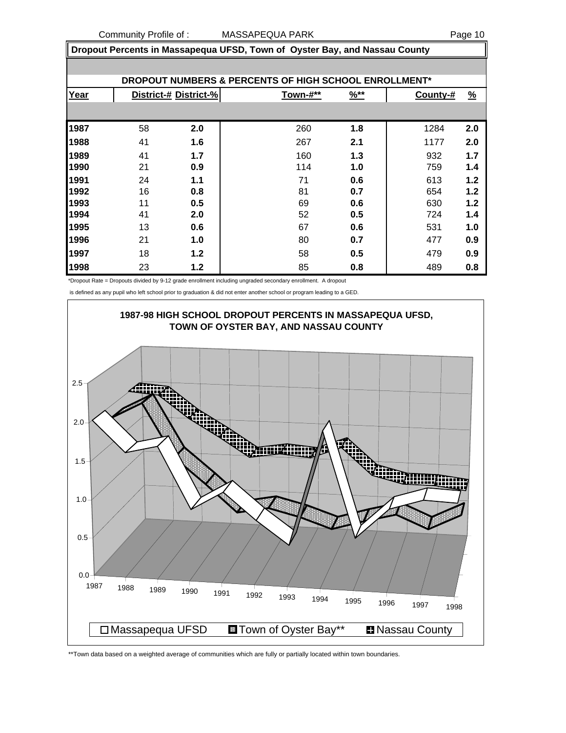## Dropout Percents in Massapequa UFSD, Town of Oyster Bay, and Nassau County

### DROPOUT NUMBERS & PERCENTS OF HIGH SCHOOL ENROLLMENT*

| Year | District-# | District-% | Town-#** | %** | County-# | % |
|---|---|---|---|---|---|---|
| 1987 | 58 | 2.0 | 260 | 1.8 | 1284 | 2.0 |
| 1988 | 41 | 1.6 | 267 | 2.1 | 1177 | 2.0 |
| 1989 | 41 | 1.7 | 160 | 1.3 | 932 | 1.7 |
| 1990 | 21 | 0.9 | 114 | 1.0 | 759 | 1.4 |
| 1991 | 24 | 1.1 | 71 | 0.6 | 613 | 1.2 |
| 1992 | 16 | 0.8 | 81 | 0.7 | 654 | 1.2 |
| 1993 | 11 | 0.5 | 69 | 0.6 | 630 | 1.2 |
| 1994 | 41 | 2.0 | 52 | 0.5 | 724 | 1.4 |
| 1995 | 13 | 0.6 | 67 | 0.6 | 531 | 1.0 |
| 1996 | 21 | 1.0 | 80 | 0.7 | 477 | 0.9 |
| 1997 | 18 | 1.2 | 58 | 0.5 | 479 | 0.9 |
| 1998 | 23 | 1.2 | 85 | 0.8 | 489 | 0.8 |

*Dropout Rate = Dropouts divided by 9-12 grade enrollment including ungraded secondary enrollment. A dropout is defined as any pupil who left school prior to graduation & did not enter another school or program leading to a GED.

**1987-98 HIGH SCHOOL DROPOUT PERCENTS IN MASSAPEQUA UFSD, TOWN OF OYSTER BAY, AND NASSAU COUNTY**

Legend: Massapequa UFSD; Town of Oyster Bay**; Nassau County

**Town data based on a weighted average of communities which are fully or partially located within town boundaries.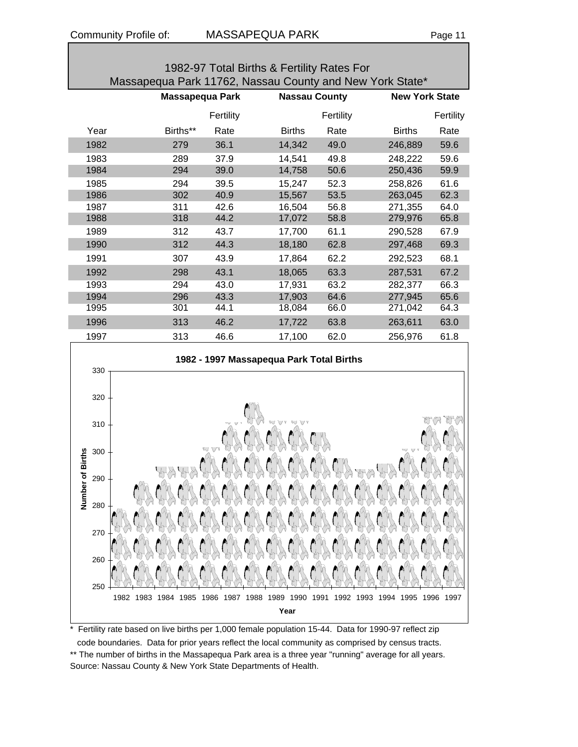## 1982-97 Total Births & Fertility Rates For Massapequa Park 11762, Nassau County and New York State*

| | Massapequa Park | | Nassau County | | New York State | |
|---|---|---|---|---|---|---|
| Year | Births** | Fertility Rate | Births | Fertility Rate | Births | Fertility Rate |
| 1982 | 279 | 36.1 | 14,342 | 49.0 | 246,889 | 59.6 |
| 1983 | 289 | 37.9 | 14,541 | 49.8 | 248,222 | 59.6 |
| 1984 | 294 | 39.0 | 14,758 | 50.6 | 250,436 | 59.9 |
| 1985 | 294 | 39.5 | 15,247 | 52.3 | 258,826 | 61.6 |
| 1986 | 302 | 40.9 | 15,567 | 53.5 | 263,045 | 62.3 |
| 1987 | 311 | 42.6 | 16,504 | 56.8 | 271,355 | 64.0 |
| 1988 | 318 | 44.2 | 17,072 | 58.8 | 279,976 | 65.8 |
| 1989 | 312 | 43.7 | 17,700 | 61.1 | 290,528 | 67.9 |
| 1990 | 312 | 44.3 | 18,180 | 62.8 | 297,468 | 69.3 |
| 1991 | 307 | 43.9 | 17,864 | 62.2 | 292,523 | 68.1 |
| 1992 | 298 | 43.1 | 18,065 | 63.3 | 287,531 | 67.2 |
| 1993 | 294 | 43.0 | 17,931 | 63.2 | 282,377 | 66.3 |
| 1994 | 296 | 43.3 | 17,903 | 64.6 | 277,945 | 65.6 |
| 1995 | 301 | 44.1 | 18,084 | 66.0 | 271,042 | 64.3 |
| 1996 | 313 | 46.2 | 17,722 | 63.8 | 263,611 | 63.0 |
| 1997 | 313 | 46.6 | 17,100 | 62.0 | 256,976 | 61.8 |

**1982 - 1997 Massapequa Park Total Births**

\* Fertility rate based on live births per 1,000 female population 15-44. Data for 1990-97 reflect zip code boundaries. Data for prior years reflect the local community as comprised by census tracts.

\*\* The number of births in the Massapequa Park area is a three year "running" average for all years.

Source: Nassau County & New York State Departments of Health.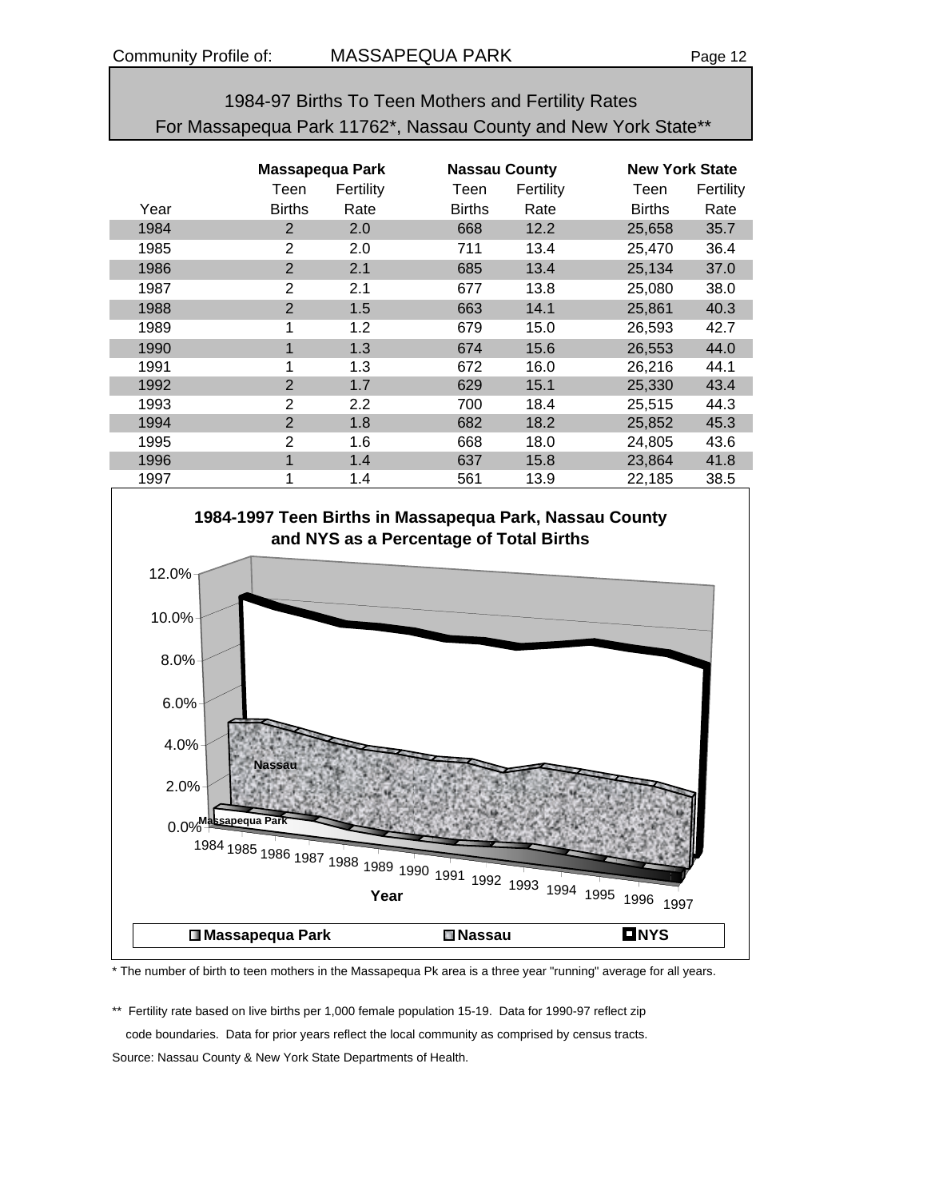# 1984-97 Births To Teen Mothers and Fertility Rates For Massapequa Park 11762*, Nassau County and New York State**

| | Massapequa Park | | Nassau County | | New York State | |
|---|---|---|---|---|---|---|
| Year | Teen Births | Fertility Rate | Teen Births | Fertility Rate | Teen Births | Fertility Rate |
| 1984 | 2 | 2.0 | 668 | 12.2 | 25,658 | 35.7 |
| 1985 | 2 | 2.0 | 711 | 13.4 | 25,470 | 36.4 |
| 1986 | 2 | 2.1 | 685 | 13.4 | 25,134 | 37.0 |
| 1987 | 2 | 2.1 | 677 | 13.8 | 25,080 | 38.0 |
| 1988 | 2 | 1.5 | 663 | 14.1 | 25,861 | 40.3 |
| 1989 | 1 | 1.2 | 679 | 15.0 | 26,593 | 42.7 |
| 1990 | 1 | 1.3 | 674 | 15.6 | 26,553 | 44.0 |
| 1991 | 1 | 1.3 | 672 | 16.0 | 26,216 | 44.1 |
| 1992 | 2 | 1.7 | 629 | 15.1 | 25,330 | 43.4 |
| 1993 | 2 | 2.2 | 700 | 18.4 | 25,515 | 44.3 |
| 1994 | 2 | 1.8 | 682 | 18.2 | 25,852 | 45.3 |
| 1995 | 2 | 1.6 | 668 | 18.0 | 24,805 | 43.6 |
| 1996 | 1 | 1.4 | 637 | 15.8 | 23,864 | 41.8 |
| 1997 | 1 | 1.4 | 561 | 13.9 | 22,185 | 38.5 |

**1984-1997 Teen Births in Massapequa Park, Nassau County and NYS as a Percentage of Total Births**

\* The number of birth to teen mothers in the Massapequa Pk area is a three year "running" average for all years.

\*\* Fertility rate based on live births per 1,000 female population 15-19. Data for 1990-97 reflect zip code boundaries. Data for prior years reflect the local community as comprised by census tracts.

Source: Nassau County & New York State Departments of Health.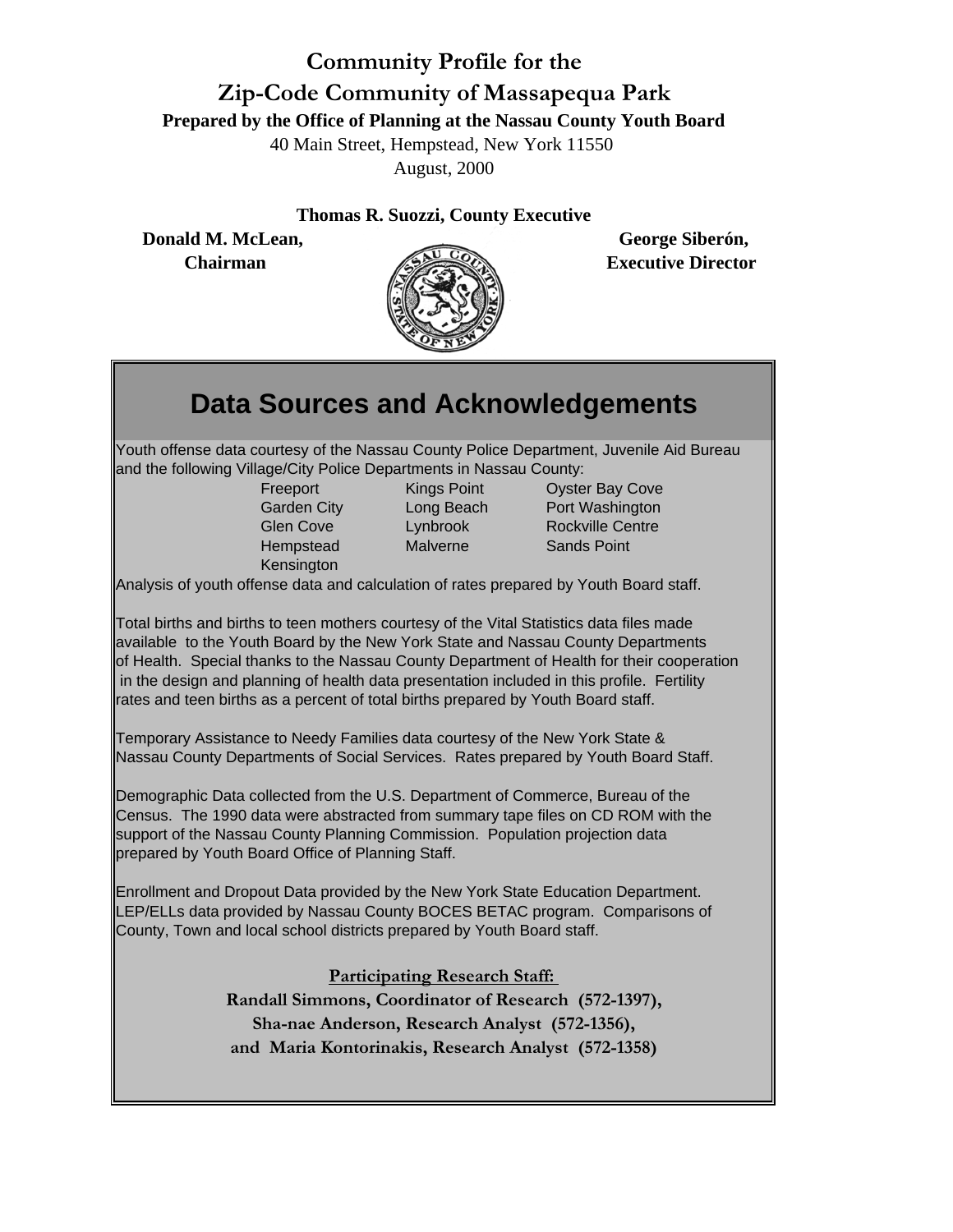# Community Profile for the

# Zip-Code Community of Massapequa Park

**Prepared by the Office of Planning at the Nassau County Youth Board**

40 Main Street, Hempstead, New York 11550

August, 2000

**Thomas R. Suozzi, County Executive**

**Donald M. McLean, Chairman**

**George Siberón, Executive Director**

## Data Sources and Acknowledgements

Youth offense data courtesy of the Nassau County Police Department, Juvenile Aid Bureau and the following Village/City Police Departments in Nassau County:

| | | |
|---|---|---|
| Freeport | Kings Point | Oyster Bay Cove |
| Garden City | Long Beach | Port Washington |
| Glen Cove | Lynbrook | Rockville Centre |
| Hempstead | Malverne | Sands Point |
| Kensington | | |

Analysis of youth offense data and calculation of rates prepared by Youth Board staff.

Total births and births to teen mothers courtesy of the Vital Statistics data files made available to the Youth Board by the New York State and Nassau County Departments of Health. Special thanks to the Nassau County Department of Health for their cooperation in the design and planning of health data presentation included in this profile. Fertility rates and teen births as a percent of total births prepared by Youth Board staff.

Temporary Assistance to Needy Families data courtesy of the New York State & Nassau County Departments of Social Services. Rates prepared by Youth Board Staff.

Demographic Data collected from the U.S. Department of Commerce, Bureau of the Census. The 1990 data were abstracted from summary tape files on CD ROM with the support of the Nassau County Planning Commission. Population projection data prepared by Youth Board Office of Planning Staff.

Enrollment and Dropout Data provided by the New York State Education Department. LEP/ELLs data provided by Nassau County BOCES BETAC program. Comparisons of County, Town and local school districts prepared by Youth Board staff.

**Participating Research Staff:**

**Randall Simmons, Coordinator of Research (572-1397),**
**Sha-nae Anderson, Research Analyst (572-1356),**
**and Maria Kontorinakis, Research Analyst (572-1358)**